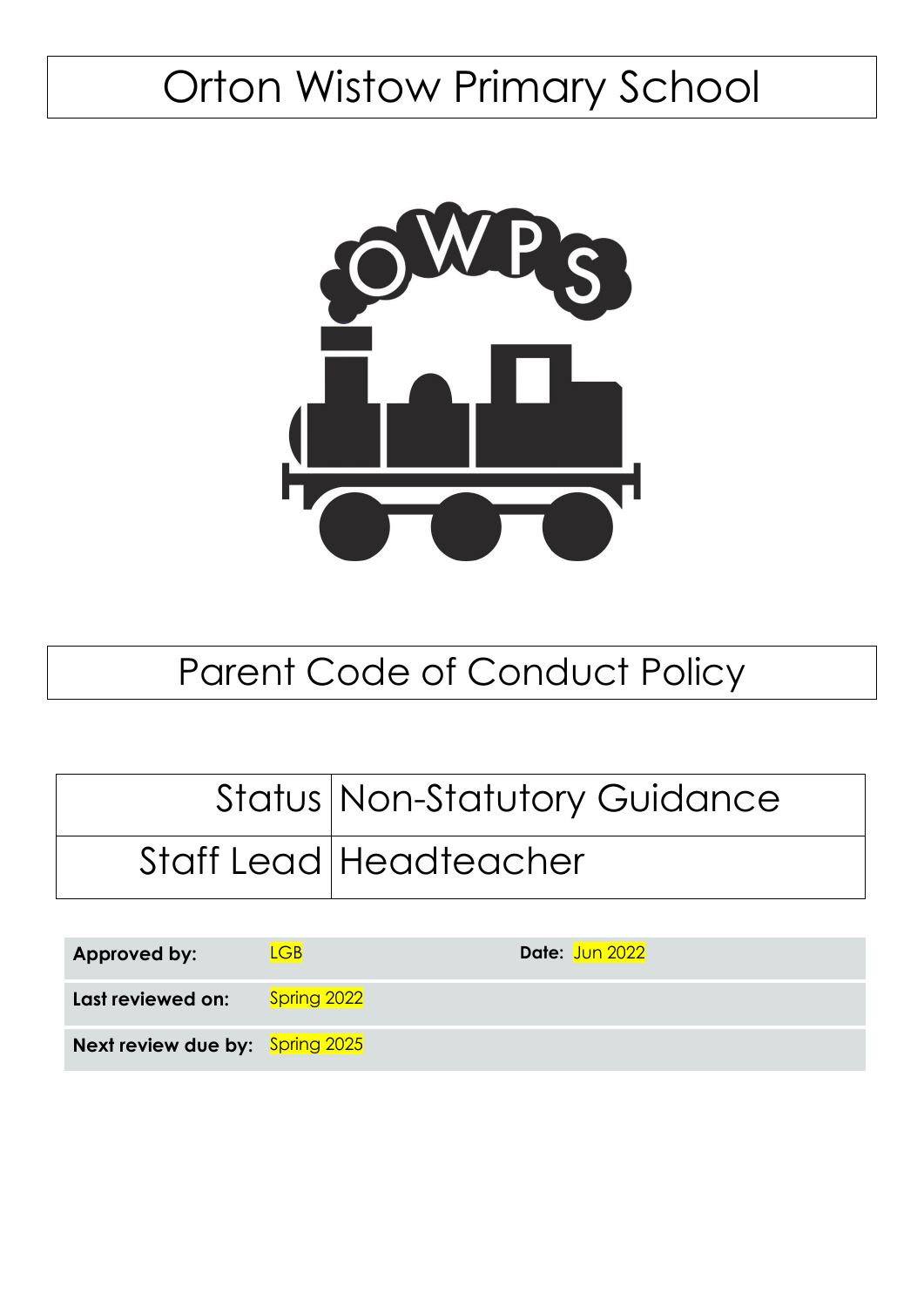# Orton Wistow Primary School

# Parent Code of Conduct Policy

| Status | Non-Statutory Guidance |
|---|---|
| Staff Lead | Headteacher |

| | | | |
|---|---|---|---|
| **Approved by:** | LGB | **Date:** | Jun 2022 |
| **Last reviewed on:** | Spring 2022 | | |
| **Next review due by:** | Spring 2025 | | |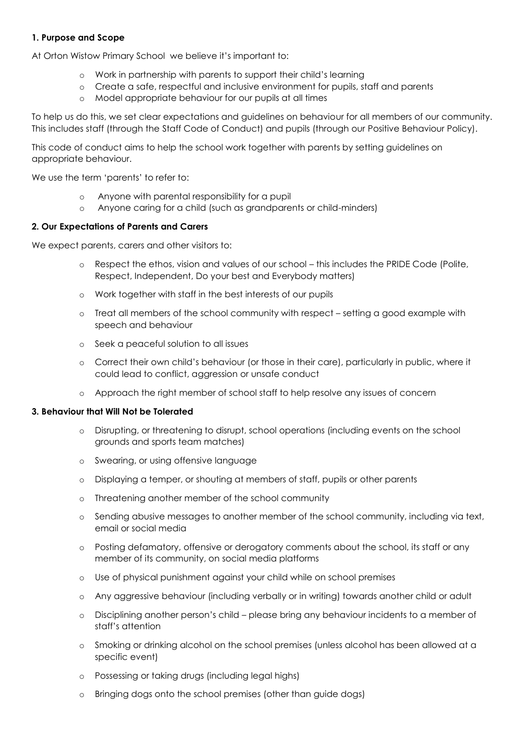### 1. Purpose and Scope

At Orton Wistow Primary School we believe it's important to:

- Work in partnership with parents to support their child's learning
- Create a safe, respectful and inclusive environment for pupils, staff and parents
- Model appropriate behaviour for our pupils at all times

To help us do this, we set clear expectations and guidelines on behaviour for all members of our community. This includes staff (through the Staff Code of Conduct) and pupils (through our Positive Behaviour Policy).

This code of conduct aims to help the school work together with parents by setting guidelines on appropriate behaviour.

We use the term 'parents' to refer to:

- Anyone with parental responsibility for a pupil
- Anyone caring for a child (such as grandparents or child-minders)

### 2. Our Expectations of Parents and Carers

We expect parents, carers and other visitors to:

- Respect the ethos, vision and values of our school – this includes the PRIDE Code (Polite, Respect, Independent, Do your best and Everybody matters)
- Work together with staff in the best interests of our pupils
- Treat all members of the school community with respect – setting a good example with speech and behaviour
- Seek a peaceful solution to all issues
- Correct their own child's behaviour (or those in their care), particularly in public, where it could lead to conflict, aggression or unsafe conduct
- Approach the right member of school staff to help resolve any issues of concern

### 3. Behaviour that Will Not be Tolerated

- Disrupting, or threatening to disrupt, school operations (including events on the school grounds and sports team matches)
- Swearing, or using offensive language
- Displaying a temper, or shouting at members of staff, pupils or other parents
- Threatening another member of the school community
- Sending abusive messages to another member of the school community, including via text, email or social media
- Posting defamatory, offensive or derogatory comments about the school, its staff or any member of its community, on social media platforms
- Use of physical punishment against your child while on school premises
- Any aggressive behaviour (including verbally or in writing) towards another child or adult
- Disciplining another person's child – please bring any behaviour incidents to a member of staff's attention
- Smoking or drinking alcohol on the school premises (unless alcohol has been allowed at a specific event)
- Possessing or taking drugs (including legal highs)
- Bringing dogs onto the school premises (other than guide dogs)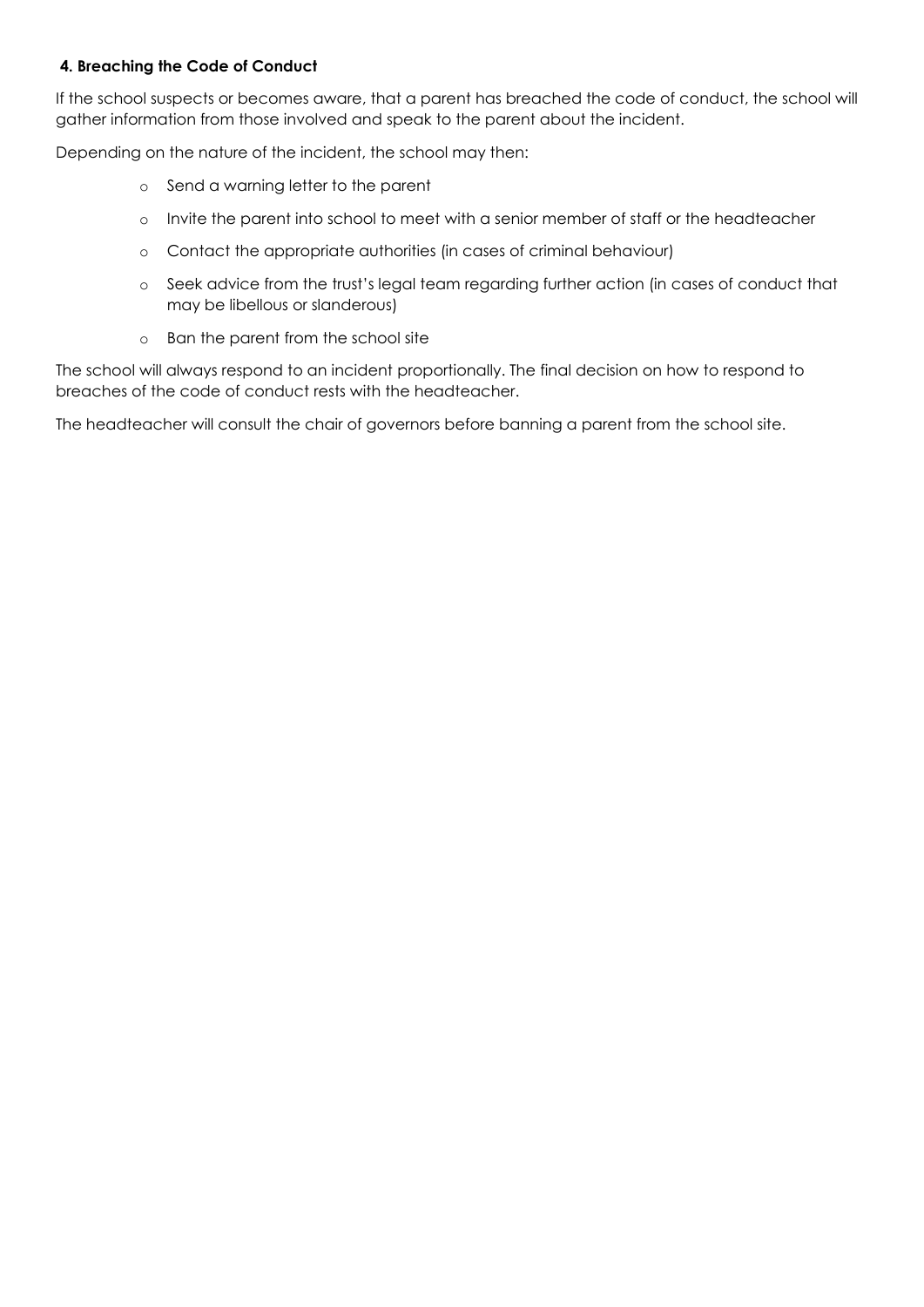**4. Breaching the Code of Conduct**

If the school suspects or becomes aware, that a parent has breached the code of conduct, the school will gather information from those involved and speak to the parent about the incident.

Depending on the nature of the incident, the school may then:

- Send a warning letter to the parent
- Invite the parent into school to meet with a senior member of staff or the headteacher
- Contact the appropriate authorities (in cases of criminal behaviour)
- Seek advice from the trust's legal team regarding further action (in cases of conduct that may be libellous or slanderous)
- Ban the parent from the school site

The school will always respond to an incident proportionally. The final decision on how to respond to breaches of the code of conduct rests with the headteacher.

The headteacher will consult the chair of governors before banning a parent from the school site.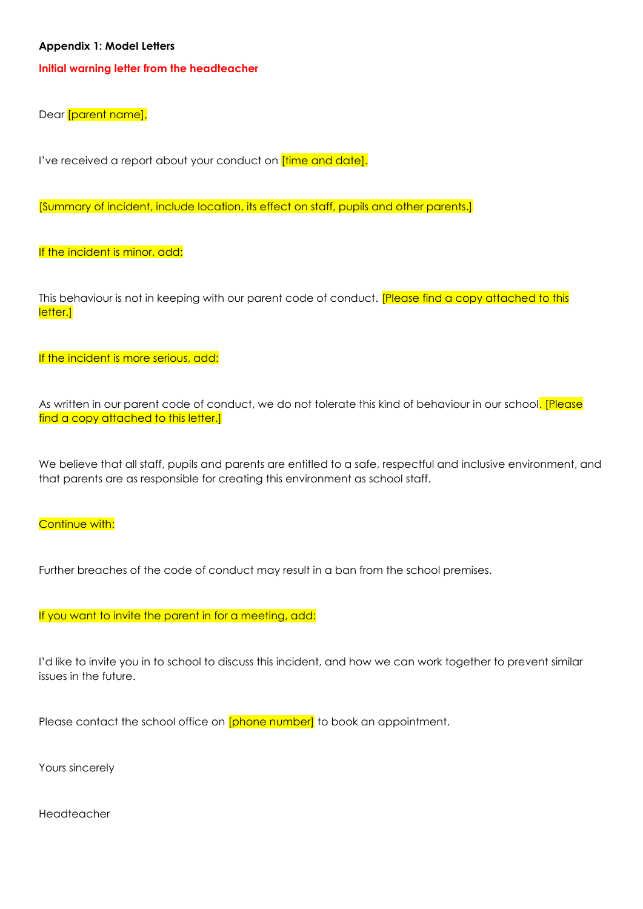**Appendix 1: Model Letters**

**Initial warning letter from the headteacher**

Dear [parent name],

I've received a report about your conduct on [time and date].

[Summary of incident, include location, its effect on staff, pupils and other parents.]

If the incident is minor, add:

This behaviour is not in keeping with our parent code of conduct. [Please find a copy attached to this letter.]

If the incident is more serious, add:

As written in our parent code of conduct, we do not tolerate this kind of behaviour in our school. [Please find a copy attached to this letter.]

We believe that all staff, pupils and parents are entitled to a safe, respectful and inclusive environment, and that parents are as responsible for creating this environment as school staff.

Continue with:

Further breaches of the code of conduct may result in a ban from the school premises.

If you want to invite the parent in for a meeting, add:

I'd like to invite you in to school to discuss this incident, and how we can work together to prevent similar issues in the future.

Please contact the school office on [phone number] to book an appointment.

Yours sincerely

Headteacher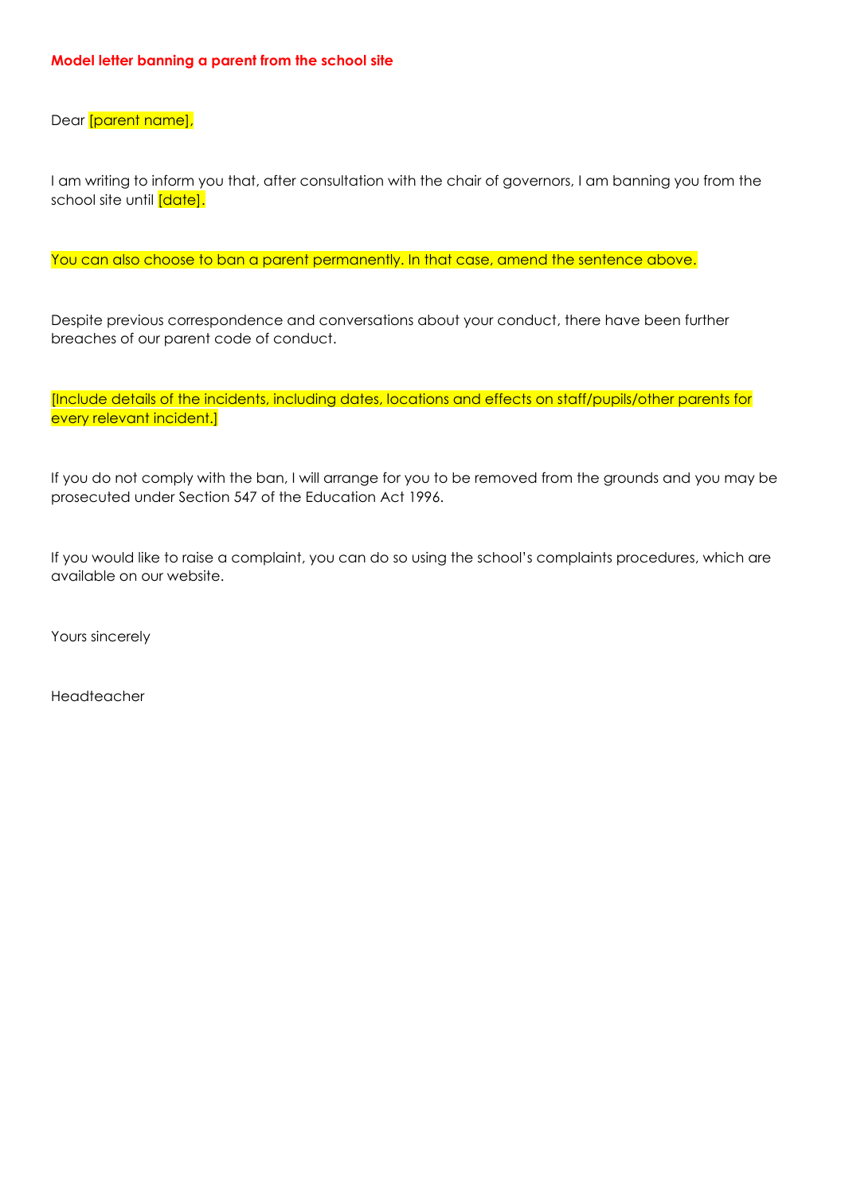**Model letter banning a parent from the school site**

Dear [parent name],

I am writing to inform you that, after consultation with the chair of governors, I am banning you from the school site until [date].

You can also choose to ban a parent permanently. In that case, amend the sentence above.

Despite previous correspondence and conversations about your conduct, there have been further breaches of our parent code of conduct.

[Include details of the incidents, including dates, locations and effects on staff/pupils/other parents for every relevant incident.]

If you do not comply with the ban, I will arrange for you to be removed from the grounds and you may be prosecuted under Section 547 of the Education Act 1996.

If you would like to raise a complaint, you can do so using the school's complaints procedures, which are available on our website.

Yours sincerely

Headteacher